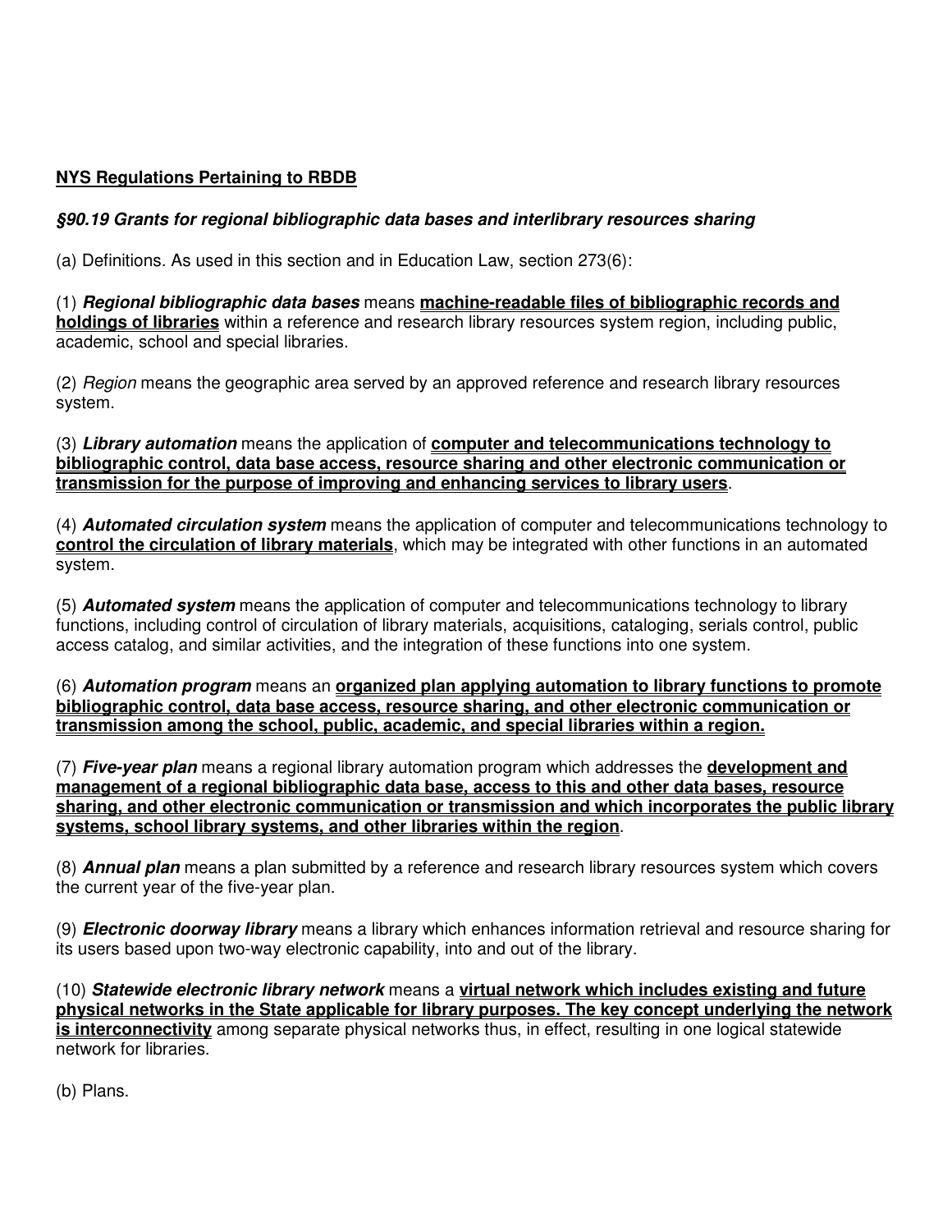**NYS Regulations Pertaining to RBDB**

***§90.19 Grants for regional bibliographic data bases and interlibrary resources sharing***

(a) Definitions. As used in this section and in Education Law, section 273(6):

(1) ***Regional bibliographic data bases*** means **machine-readable files of bibliographic records and holdings of libraries** within a reference and research library resources system region, including public, academic, school and special libraries.

(2) *Region* means the geographic area served by an approved reference and research library resources system.

(3) ***Library automation*** means the application of **computer and telecommunications technology to bibliographic control, data base access, resource sharing and other electronic communication or transmission for the purpose of improving and enhancing services to library users**.

(4) ***Automated circulation system*** means the application of computer and telecommunications technology to **control the circulation of library materials**, which may be integrated with other functions in an automated system.

(5) ***Automated system*** means the application of computer and telecommunications technology to library functions, including control of circulation of library materials, acquisitions, cataloging, serials control, public access catalog, and similar activities, and the integration of these functions into one system.

(6) ***Automation program*** means an **organized plan applying automation to library functions to promote bibliographic control, data base access, resource sharing, and other electronic communication or transmission among the school, public, academic, and special libraries within a region.**

(7) ***Five-year plan*** means a regional library automation program which addresses the **development and management of a regional bibliographic data base, access to this and other data bases, resource sharing, and other electronic communication or transmission and which incorporates the public library systems, school library systems, and other libraries within the region**.

(8) ***Annual plan*** means a plan submitted by a reference and research library resources system which covers the current year of the five-year plan.

(9) ***Electronic doorway library*** means a library which enhances information retrieval and resource sharing for its users based upon two-way electronic capability, into and out of the library.

(10) ***Statewide electronic library network*** means a **virtual network which includes existing and future physical networks in the State applicable for library purposes. The key concept underlying the network is interconnectivity** among separate physical networks thus, in effect, resulting in one logical statewide network for libraries.

(b) Plans.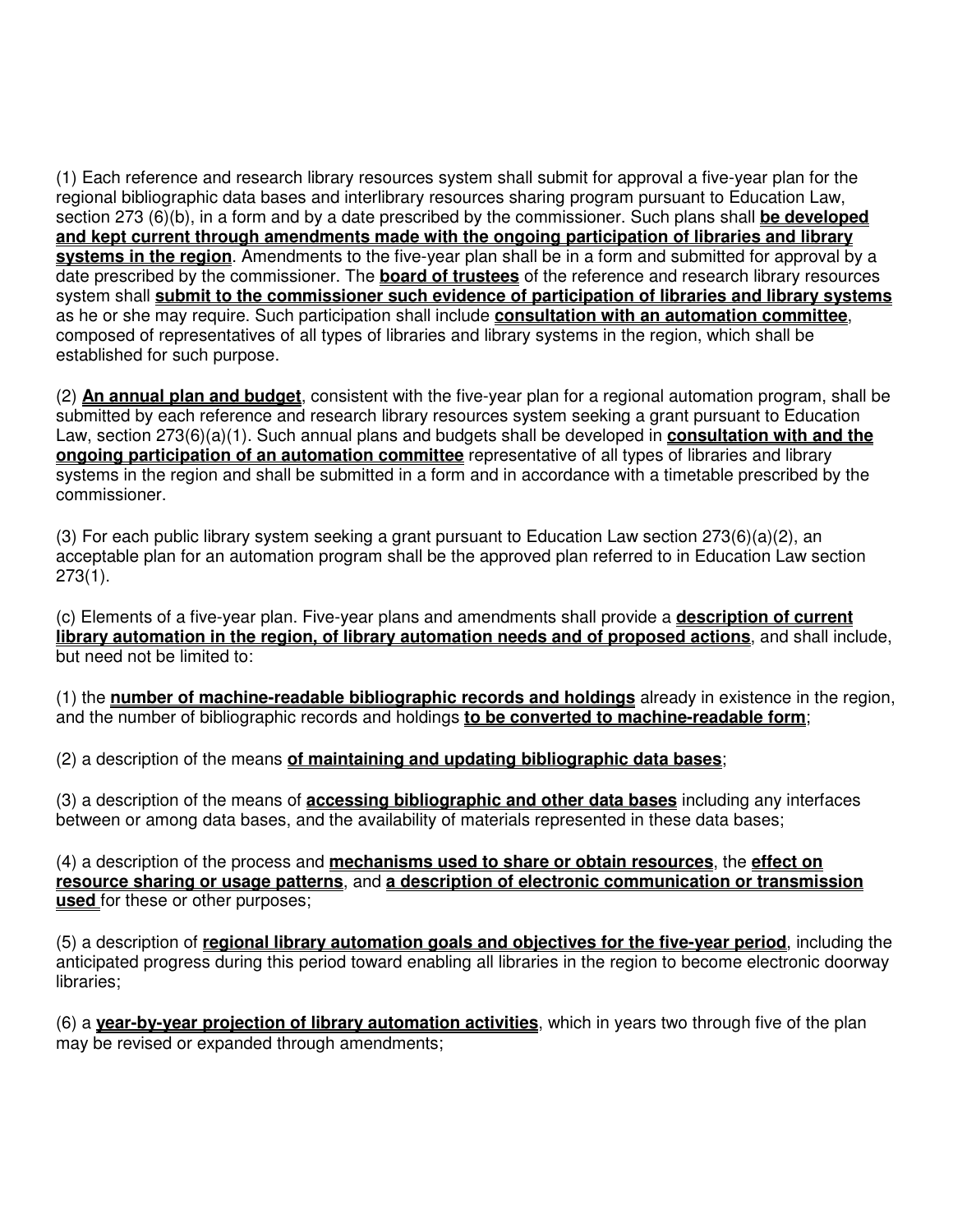(1) Each reference and research library resources system shall submit for approval a five-year plan for the regional bibliographic data bases and interlibrary resources sharing program pursuant to Education Law, section 273 (6)(b), in a form and by a date prescribed by the commissioner. Such plans shall **be developed and kept current through amendments made with the ongoing participation of libraries and library systems in the region**. Amendments to the five-year plan shall be in a form and submitted for approval by a date prescribed by the commissioner. The **board of trustees** of the reference and research library resources system shall **submit to the commissioner such evidence of participation of libraries and library systems** as he or she may require. Such participation shall include **consultation with an automation committee**, composed of representatives of all types of libraries and library systems in the region, which shall be established for such purpose.

(2) **An annual plan and budget**, consistent with the five-year plan for a regional automation program, shall be submitted by each reference and research library resources system seeking a grant pursuant to Education Law, section 273(6)(a)(1). Such annual plans and budgets shall be developed in **consultation with and the ongoing participation of an automation committee** representative of all types of libraries and library systems in the region and shall be submitted in a form and in accordance with a timetable prescribed by the commissioner.

(3) For each public library system seeking a grant pursuant to Education Law section 273(6)(a)(2), an acceptable plan for an automation program shall be the approved plan referred to in Education Law section 273(1).

(c) Elements of a five-year plan. Five-year plans and amendments shall provide a **description of current library automation in the region, of library automation needs and of proposed actions**, and shall include, but need not be limited to:

(1) the **number of machine-readable bibliographic records and holdings** already in existence in the region, and the number of bibliographic records and holdings **to be converted to machine-readable form**;

(2) a description of the means **of maintaining and updating bibliographic data bases**;

(3) a description of the means of **accessing bibliographic and other data bases** including any interfaces between or among data bases, and the availability of materials represented in these data bases;

(4) a description of the process and **mechanisms used to share or obtain resources**, the **effect on resource sharing or usage patterns**, and **a description of electronic communication or transmission used** for these or other purposes;

(5) a description of **regional library automation goals and objectives for the five-year period**, including the anticipated progress during this period toward enabling all libraries in the region to become electronic doorway libraries;

(6) a **year-by-year projection of library automation activities**, which in years two through five of the plan may be revised or expanded through amendments;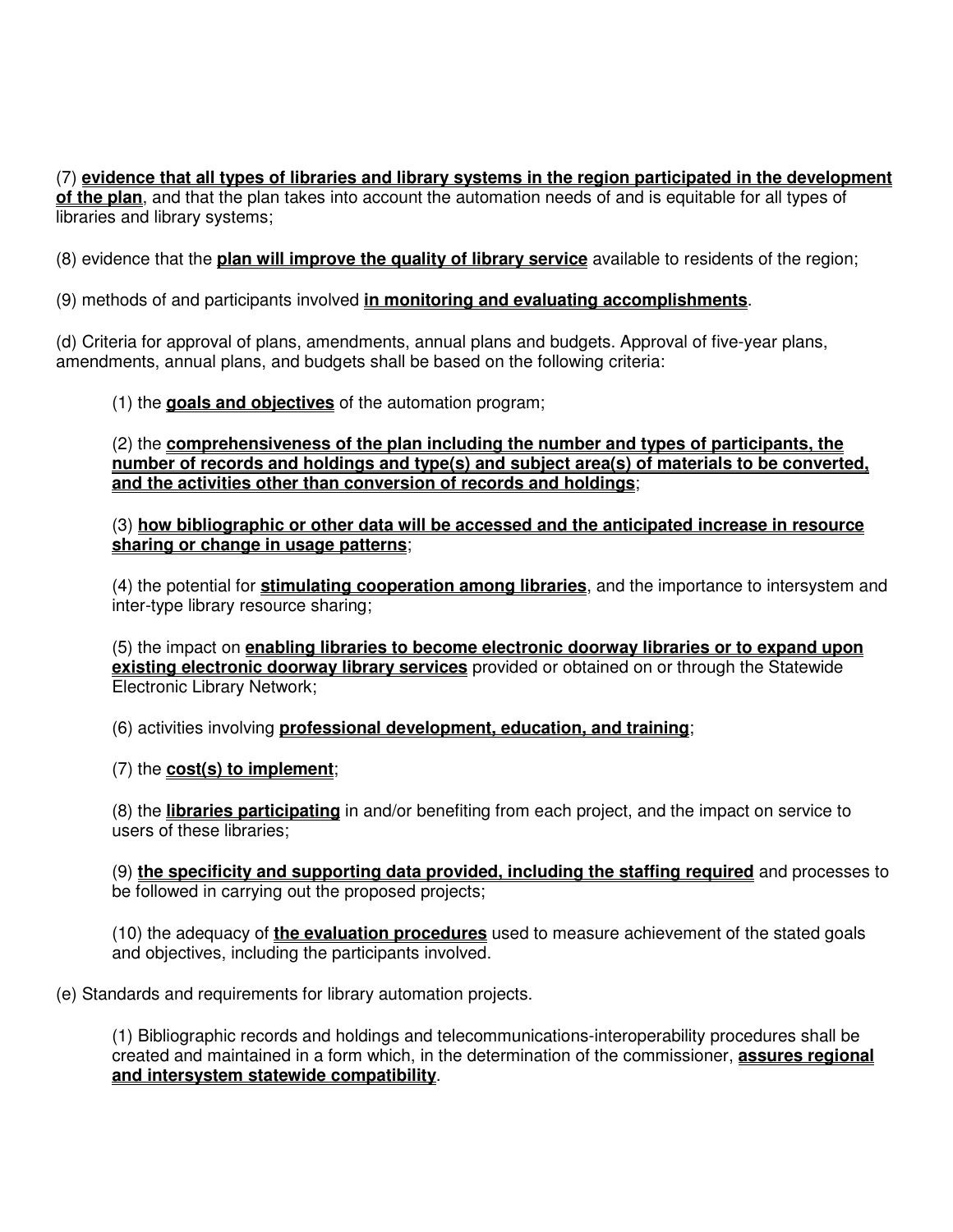(7) **evidence that all types of libraries and library systems in the region participated in the development of the plan**, and that the plan takes into account the automation needs of and is equitable for all types of libraries and library systems;

(8) evidence that the **plan will improve the quality of library service** available to residents of the region;

(9) methods of and participants involved **in monitoring and evaluating accomplishments**.

(d) Criteria for approval of plans, amendments, annual plans and budgets. Approval of five-year plans, amendments, annual plans, and budgets shall be based on the following criteria:

> (1) the **goals and objectives** of the automation program;
>
> (2) the **comprehensiveness of the plan including the number and types of participants, the number of records and holdings and type(s) and subject area(s) of materials to be converted, and the activities other than conversion of records and holdings**;
>
> (3) **how bibliographic or other data will be accessed and the anticipated increase in resource sharing or change in usage patterns**;
>
> (4) the potential for **stimulating cooperation among libraries**, and the importance to intersystem and inter-type library resource sharing;
>
> (5) the impact on **enabling libraries to become electronic doorway libraries or to expand upon existing electronic doorway library services** provided or obtained on or through the Statewide Electronic Library Network;
>
> (6) activities involving **professional development, education, and training**;
>
> (7) the **cost(s) to implement**;
>
> (8) the **libraries participating** in and/or benefiting from each project, and the impact on service to users of these libraries;
>
> (9) **the specificity and supporting data provided, including the staffing required** and processes to be followed in carrying out the proposed projects;
>
> (10) the adequacy of **the evaluation procedures** used to measure achievement of the stated goals and objectives, including the participants involved.

(e) Standards and requirements for library automation projects.

> (1) Bibliographic records and holdings and telecommunications-interoperability procedures shall be created and maintained in a form which, in the determination of the commissioner, **assures regional and intersystem statewide compatibility**.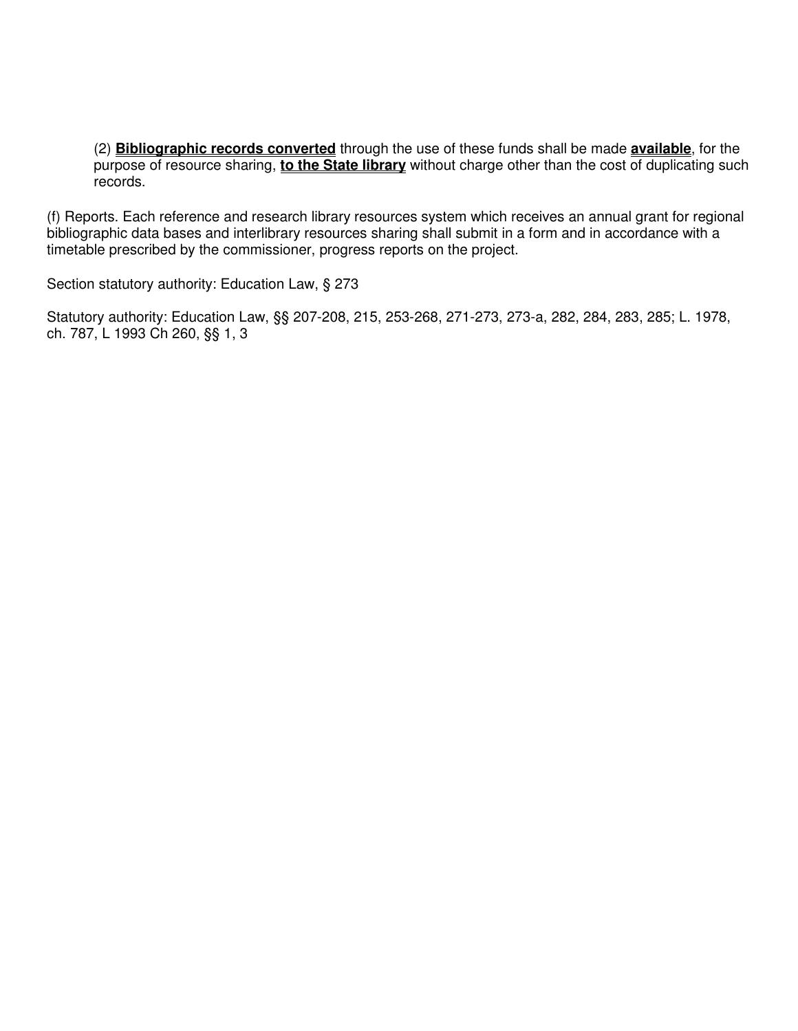(2) **Bibliographic records converted** through the use of these funds shall be made **available**, for the purpose of resource sharing, **to the State library** without charge other than the cost of duplicating such records.

(f) Reports. Each reference and research library resources system which receives an annual grant for regional bibliographic data bases and interlibrary resources sharing shall submit in a form and in accordance with a timetable prescribed by the commissioner, progress reports on the project.

Section statutory authority: Education Law, § 273

Statutory authority: Education Law, §§ 207-208, 215, 253-268, 271-273, 273-a, 282, 284, 283, 285; L. 1978, ch. 787, L 1993 Ch 260, §§ 1, 3